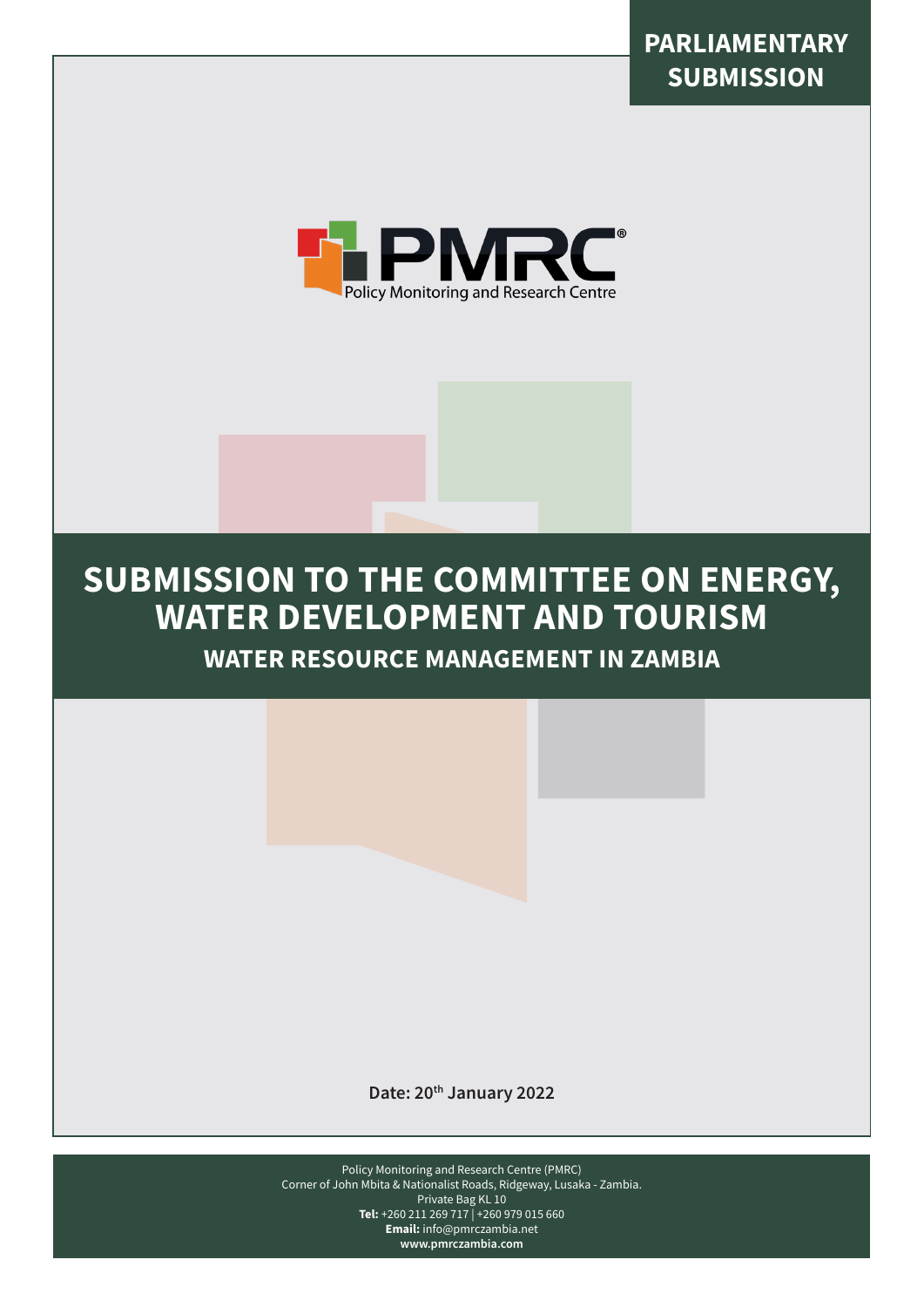**PARLIAMENTARY SUBMISSION**

PMRC®
Policy Monitoring and Research Centre

# SUBMISSION TO THE COMMITTEE ON ENERGY, WATER DEVELOPMENT AND TOURISM

## WATER RESOURCE MANAGEMENT IN ZAMBIA

**Date: 20th January 2022**

Policy Monitoring and Research Centre (PMRC)
Corner of John Mbita & Nationalist Roads, Ridgeway, Lusaka - Zambia.
Private Bag KL 10
**Tel:** +260 211 269 717 | +260 979 015 660
**Email:** info@pmrczambia.net
**www.pmrczambia.com**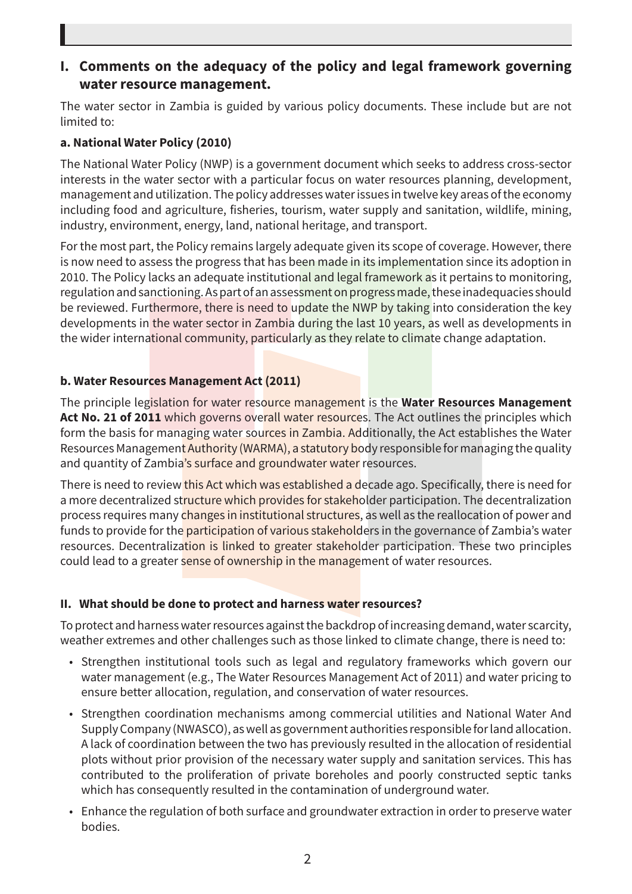## I. Comments on the adequacy of the policy and legal framework governing water resource management.

The water sector in Zambia is guided by various policy documents. These include but are not limited to:

### a. National Water Policy (2010)

The National Water Policy (NWP) is a government document which seeks to address cross-sector interests in the water sector with a particular focus on water resources planning, development, management and utilization. The policy addresses water issues in twelve key areas of the economy including food and agriculture, fisheries, tourism, water supply and sanitation, wildlife, mining, industry, environment, energy, land, national heritage, and transport.

For the most part, the Policy remains largely adequate given its scope of coverage. However, there is now need to assess the progress that has been made in its implementation since its adoption in 2010. The Policy lacks an adequate institutional and legal framework as it pertains to monitoring, regulation and sanctioning. As part of an assessment on progress made, these inadequacies should be reviewed. Furthermore, there is need to update the NWP by taking into consideration the key developments in the water sector in Zambia during the last 10 years, as well as developments in the wider international community, particularly as they relate to climate change adaptation.

### b. Water Resources Management Act (2011)

The principle legislation for water resource management is the **Water Resources Management Act No. 21 of 2011** which governs overall water resources. The Act outlines the principles which form the basis for managing water sources in Zambia. Additionally, the Act establishes the Water Resources Management Authority (WARMA), a statutory body responsible for managing the quality and quantity of Zambia's surface and groundwater water resources.

There is need to review this Act which was established a decade ago. Specifically, there is need for a more decentralized structure which provides for stakeholder participation. The decentralization process requires many changes in institutional structures, as well as the reallocation of power and funds to provide for the participation of various stakeholders in the governance of Zambia's water resources. Decentralization is linked to greater stakeholder participation. These two principles could lead to a greater sense of ownership in the management of water resources.

## II. What should be done to protect and harness water resources?

To protect and harness water resources against the backdrop of increasing demand, water scarcity, weather extremes and other challenges such as those linked to climate change, there is need to:

- Strengthen institutional tools such as legal and regulatory frameworks which govern our water management (e.g., The Water Resources Management Act of 2011) and water pricing to ensure better allocation, regulation, and conservation of water resources.
- Strengthen coordination mechanisms among commercial utilities and National Water And Supply Company (NWASCO), as well as government authorities responsible for land allocation. A lack of coordination between the two has previously resulted in the allocation of residential plots without prior provision of the necessary water supply and sanitation services. This has contributed to the proliferation of private boreholes and poorly constructed septic tanks which has consequently resulted in the contamination of underground water.
- Enhance the regulation of both surface and groundwater extraction in order to preserve water bodies.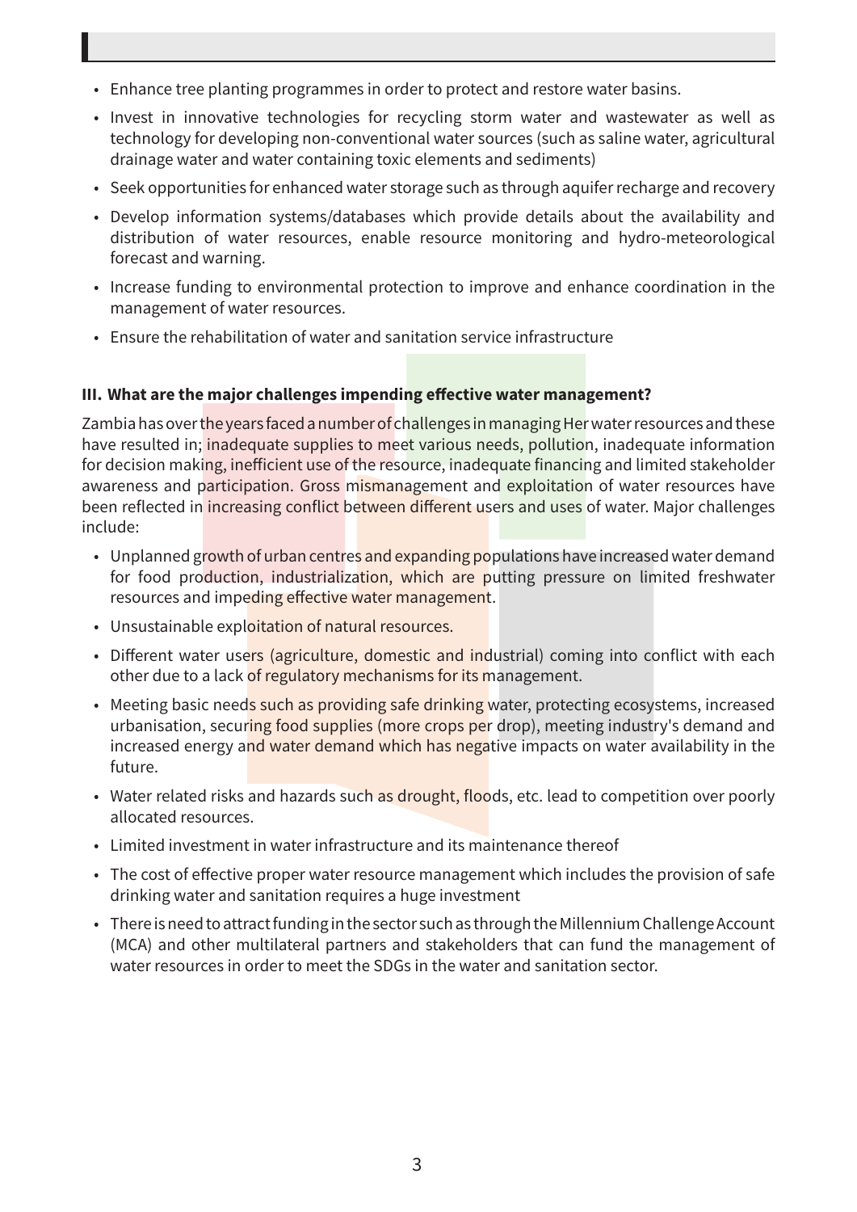- Enhance tree planting programmes in order to protect and restore water basins.
- Invest in innovative technologies for recycling storm water and wastewater as well as technology for developing non-conventional water sources (such as saline water, agricultural drainage water and water containing toxic elements and sediments)
- Seek opportunities for enhanced water storage such as through aquifer recharge and recovery
- Develop information systems/databases which provide details about the availability and distribution of water resources, enable resource monitoring and hydro-meteorological forecast and warning.
- Increase funding to environmental protection to improve and enhance coordination in the management of water resources.
- Ensure the rehabilitation of water and sanitation service infrastructure

### III. What are the major challenges impending effective water management?

Zambia has over the years faced a number of challenges in managing Her water resources and these have resulted in; inadequate supplies to meet various needs, pollution, inadequate information for decision making, inefficient use of the resource, inadequate financing and limited stakeholder awareness and participation. Gross mismanagement and exploitation of water resources have been reflected in increasing conflict between different users and uses of water. Major challenges include:

- Unplanned growth of urban centres and expanding populations have increased water demand for food production, industrialization, which are putting pressure on limited freshwater resources and impeding effective water management.
- Unsustainable exploitation of natural resources.
- Different water users (agriculture, domestic and industrial) coming into conflict with each other due to a lack of regulatory mechanisms for its management.
- Meeting basic needs such as providing safe drinking water, protecting ecosystems, increased urbanisation, securing food supplies (more crops per drop), meeting industry's demand and increased energy and water demand which has negative impacts on water availability in the future.
- Water related risks and hazards such as drought, floods, etc. lead to competition over poorly allocated resources.
- Limited investment in water infrastructure and its maintenance thereof
- The cost of effective proper water resource management which includes the provision of safe drinking water and sanitation requires a huge investment
- There is need to attract funding in the sector such as through the Millennium Challenge Account (MCA) and other multilateral partners and stakeholders that can fund the management of water resources in order to meet the SDGs in the water and sanitation sector.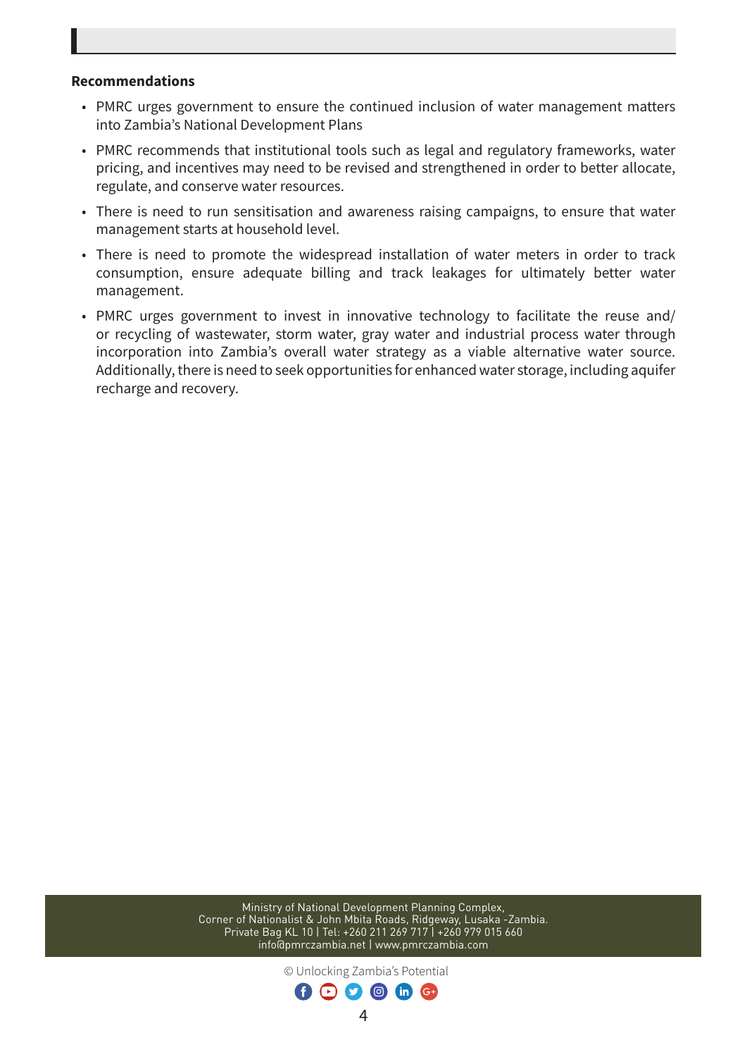**Recommendations**

- PMRC urges government to ensure the continued inclusion of water management matters into Zambia's National Development Plans
- PMRC recommends that institutional tools such as legal and regulatory frameworks, water pricing, and incentives may need to be revised and strengthened in order to better allocate, regulate, and conserve water resources.
- There is need to run sensitisation and awareness raising campaigns, to ensure that water management starts at household level.
- There is need to promote the widespread installation of water meters in order to track consumption, ensure adequate billing and track leakages for ultimately better water management.
- PMRC urges government to invest in innovative technology to facilitate the reuse and/or recycling of wastewater, storm water, gray water and industrial process water through incorporation into Zambia's overall water strategy as a viable alternative water source. Additionally, there is need to seek opportunities for enhanced water storage, including aquifer recharge and recovery.

Ministry of National Development Planning Complex,
Corner of Nationalist & John Mbita Roads, Ridgeway, Lusaka -Zambia.
Private Bag KL 10 | Tel: +260 211 269 717 | +260 979 015 660
info@pmrczambia.net | www.pmrczambia.com

© Unlocking Zambia's Potential